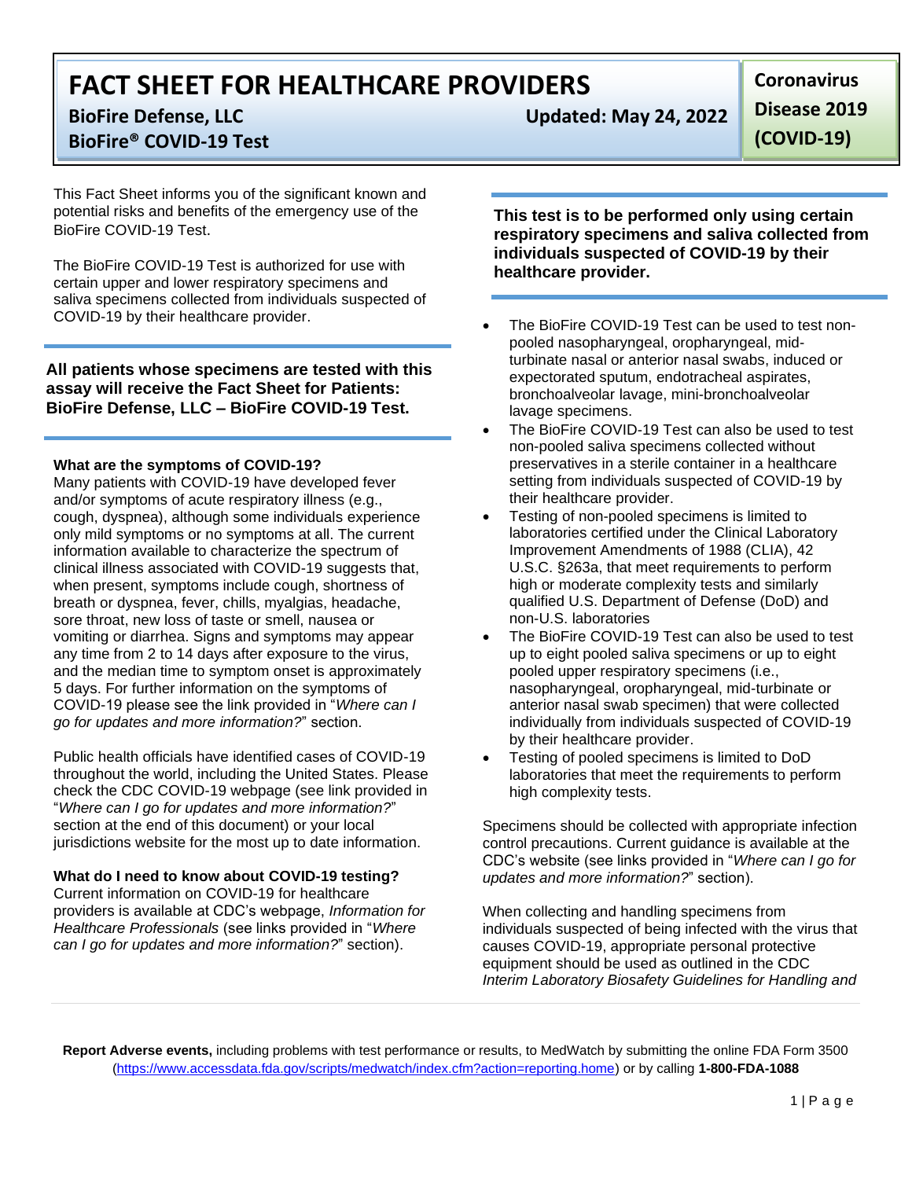# FACT SHEET FOR HEALTHCARE PROVIDERS

**BioFire Defense, LLC** **Updated: May 24, 2022**

**BioFire® COVID-19 Test**

**Coronavirus Disease 2019 (COVID-19)**

This Fact Sheet informs you of the significant known and potential risks and benefits of the emergency use of the BioFire COVID-19 Test.

The BioFire COVID-19 Test is authorized for use with certain upper and lower respiratory specimens and saliva specimens collected from individuals suspected of COVID-19 by their healthcare provider.

**All patients whose specimens are tested with this assay will receive the Fact Sheet for Patients: BioFire Defense, LLC – BioFire COVID-19 Test.**

**What are the symptoms of COVID-19?**

Many patients with COVID-19 have developed fever and/or symptoms of acute respiratory illness (e.g., cough, dyspnea), although some individuals experience only mild symptoms or no symptoms at all. The current information available to characterize the spectrum of clinical illness associated with COVID-19 suggests that, when present, symptoms include cough, shortness of breath or dyspnea, fever, chills, myalgias, headache, sore throat, new loss of taste or smell, nausea or vomiting or diarrhea. Signs and symptoms may appear any time from 2 to 14 days after exposure to the virus, and the median time to symptom onset is approximately 5 days. For further information on the symptoms of COVID-19 please see the link provided in "*Where can I go for updates and more information?*" section.

Public health officials have identified cases of COVID-19 throughout the world, including the United States. Please check the CDC COVID-19 webpage (see link provided in "*Where can I go for updates and more information?*" section at the end of this document) or your local jurisdictions website for the most up to date information.

**What do I need to know about COVID-19 testing?**

Current information on COVID-19 for healthcare providers is available at CDC's webpage, *Information for Healthcare Professionals* (see links provided in "*Where can I go for updates and more information?*" section).

**This test is to be performed only using certain respiratory specimens and saliva collected from individuals suspected of COVID-19 by their healthcare provider.**

- The BioFire COVID-19 Test can be used to test non-pooled nasopharyngeal, oropharyngeal, mid-turbinate nasal or anterior nasal swabs, induced or expectorated sputum, endotracheal aspirates, bronchoalveolar lavage, mini-bronchoalveolar lavage specimens.
- The BioFire COVID-19 Test can also be used to test non-pooled saliva specimens collected without preservatives in a sterile container in a healthcare setting from individuals suspected of COVID-19 by their healthcare provider.
- Testing of non-pooled specimens is limited to laboratories certified under the Clinical Laboratory Improvement Amendments of 1988 (CLIA), 42 U.S.C. §263a, that meet requirements to perform high or moderate complexity tests and similarly qualified U.S. Department of Defense (DoD) and non-U.S. laboratories
- The BioFire COVID-19 Test can also be used to test up to eight pooled saliva specimens or up to eight pooled upper respiratory specimens (i.e., nasopharyngeal, oropharyngeal, mid-turbinate or anterior nasal swab specimen) that were collected individually from individuals suspected of COVID-19 by their healthcare provider.
- Testing of pooled specimens is limited to DoD laboratories that meet the requirements to perform high complexity tests.

Specimens should be collected with appropriate infection control precautions. Current guidance is available at the CDC's website (see links provided in "*Where can I go for updates and more information?*" section).

When collecting and handling specimens from individuals suspected of being infected with the virus that causes COVID-19, appropriate personal protective equipment should be used as outlined in the CDC *Interim Laboratory Biosafety Guidelines for Handling and*

**Report Adverse events,** including problems with test performance or results, to MedWatch by submitting the online FDA Form 3500 (https://www.accessdata.fda.gov/scripts/medwatch/index.cfm?action=reporting.home) or by calling **1-800-FDA-1088**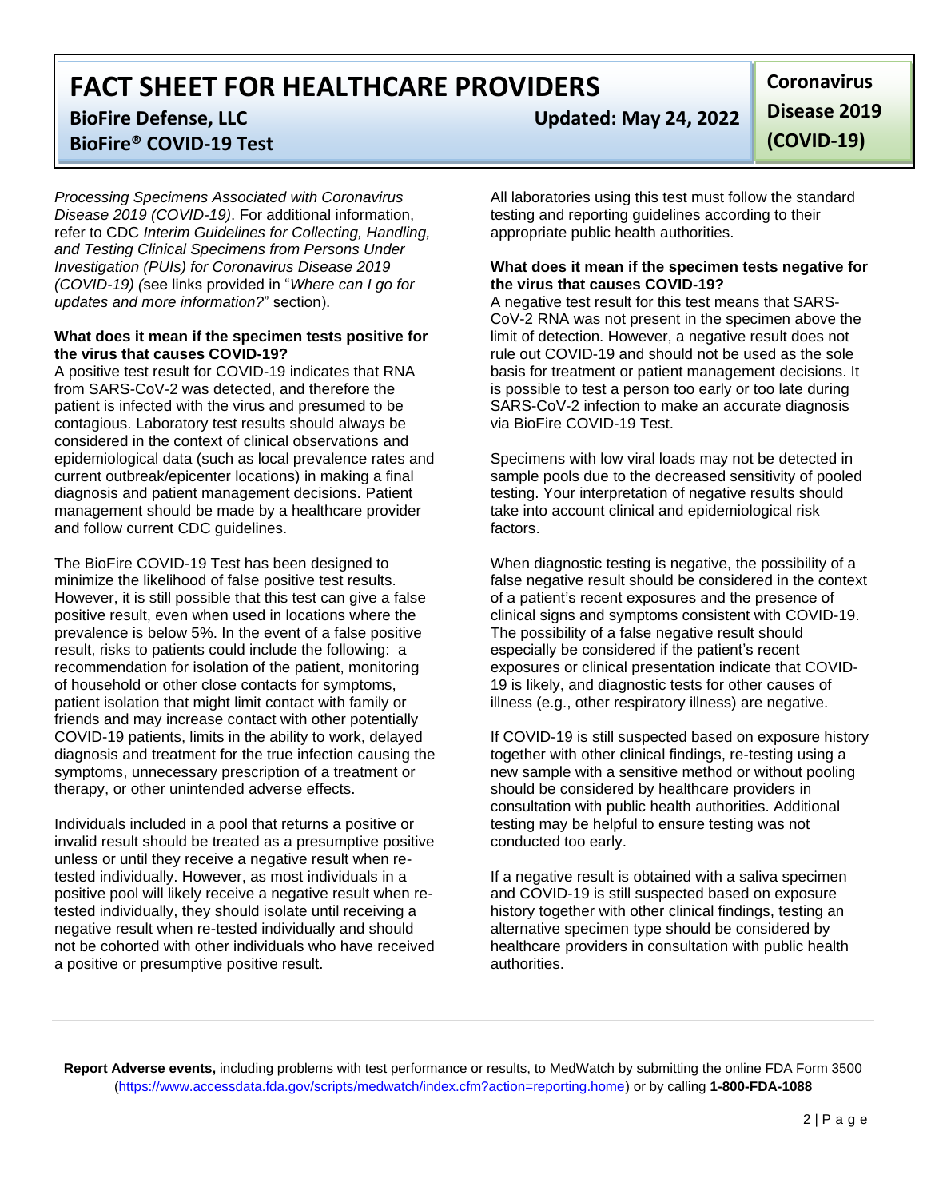*Processing Specimens Associated with Coronavirus Disease 2019 (COVID-19)*. For additional information, refer to CDC *Interim Guidelines for Collecting, Handling, and Testing Clinical Specimens from Persons Under Investigation (PUIs) for Coronavirus Disease 2019 (COVID-19) (*see links provided in "*Where can I go for updates and more information?*" section).

**What does it mean if the specimen tests positive for the virus that causes COVID-19?**

A positive test result for COVID-19 indicates that RNA from SARS-CoV-2 was detected, and therefore the patient is infected with the virus and presumed to be contagious. Laboratory test results should always be considered in the context of clinical observations and epidemiological data (such as local prevalence rates and current outbreak/epicenter locations) in making a final diagnosis and patient management decisions. Patient management should be made by a healthcare provider and follow current CDC guidelines.

The BioFire COVID-19 Test has been designed to minimize the likelihood of false positive test results. However, it is still possible that this test can give a false positive result, even when used in locations where the prevalence is below 5%. In the event of a false positive result, risks to patients could include the following: a recommendation for isolation of the patient, monitoring of household or other close contacts for symptoms, patient isolation that might limit contact with family or friends and may increase contact with other potentially COVID-19 patients, limits in the ability to work, delayed diagnosis and treatment for the true infection causing the symptoms, unnecessary prescription of a treatment or therapy, or other unintended adverse effects.

Individuals included in a pool that returns a positive or invalid result should be treated as a presumptive positive unless or until they receive a negative result when re-tested individually. However, as most individuals in a positive pool will likely receive a negative result when re-tested individually, they should isolate until receiving a negative result when re-tested individually and should not be cohorted with other individuals who have received a positive or presumptive positive result.

All laboratories using this test must follow the standard testing and reporting guidelines according to their appropriate public health authorities.

**What does it mean if the specimen tests negative for the virus that causes COVID-19?**

A negative test result for this test means that SARS-CoV-2 RNA was not present in the specimen above the limit of detection. However, a negative result does not rule out COVID-19 and should not be used as the sole basis for treatment or patient management decisions. It is possible to test a person too early or too late during SARS-CoV-2 infection to make an accurate diagnosis via BioFire COVID-19 Test.

Specimens with low viral loads may not be detected in sample pools due to the decreased sensitivity of pooled testing. Your interpretation of negative results should take into account clinical and epidemiological risk factors.

When diagnostic testing is negative, the possibility of a false negative result should be considered in the context of a patient's recent exposures and the presence of clinical signs and symptoms consistent with COVID-19. The possibility of a false negative result should especially be considered if the patient's recent exposures or clinical presentation indicate that COVID-19 is likely, and diagnostic tests for other causes of illness (e.g., other respiratory illness) are negative.

If COVID-19 is still suspected based on exposure history together with other clinical findings, re-testing using a new sample with a sensitive method or without pooling should be considered by healthcare providers in consultation with public health authorities. Additional testing may be helpful to ensure testing was not conducted too early.

If a negative result is obtained with a saliva specimen and COVID-19 is still suspected based on exposure history together with other clinical findings, testing an alternative specimen type should be considered by healthcare providers in consultation with public health authorities.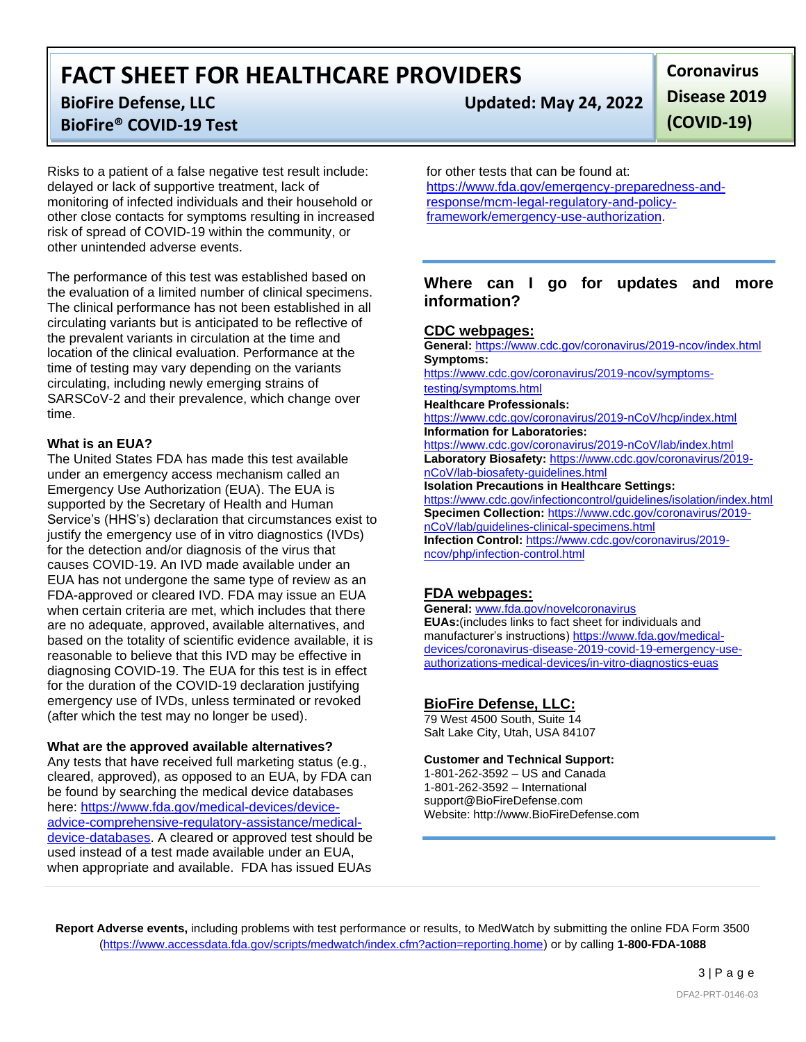Risks to a patient of a false negative test result include: delayed or lack of supportive treatment, lack of monitoring of infected individuals and their household or other close contacts for symptoms resulting in increased risk of spread of COVID-19 within the community, or other unintended adverse events.

The performance of this test was established based on the evaluation of a limited number of clinical specimens. The clinical performance has not been established in all circulating variants but is anticipated to be reflective of the prevalent variants in circulation at the time and location of the clinical evaluation. Performance at the time of testing may vary depending on the variants circulating, including newly emerging strains of SARSCoV-2 and their prevalence, which change over time.

**What is an EUA?**

The United States FDA has made this test available under an emergency access mechanism called an Emergency Use Authorization (EUA). The EUA is supported by the Secretary of Health and Human Service's (HHS's) declaration that circumstances exist to justify the emergency use of in vitro diagnostics (IVDs) for the detection and/or diagnosis of the virus that causes COVID-19. An IVD made available under an EUA has not undergone the same type of review as an FDA-approved or cleared IVD. FDA may issue an EUA when certain criteria are met, which includes that there are no adequate, approved, available alternatives, and based on the totality of scientific evidence available, it is reasonable to believe that this IVD may be effective in diagnosing COVID-19. The EUA for this test is in effect for the duration of the COVID-19 declaration justifying emergency use of IVDs, unless terminated or revoked (after which the test may no longer be used).

**What are the approved available alternatives?**

Any tests that have received full marketing status (e.g., cleared, approved), as opposed to an EUA, by FDA can be found by searching the medical device databases here: https://www.fda.gov/medical-devices/device-advice-comprehensive-regulatory-assistance/medical-device-databases. A cleared or approved test should be used instead of a test made available under an EUA, when appropriate and available. FDA has issued EUAs for other tests that can be found at: https://www.fda.gov/emergency-preparedness-and-response/mcm-legal-regulatory-and-policy-framework/emergency-use-authorization.

## Where can I go for updates and more information?

### CDC webpages:

**General:** https://www.cdc.gov/coronavirus/2019-ncov/index.html
**Symptoms:**
https://www.cdc.gov/coronavirus/2019-ncov/symptoms-testing/symptoms.html
**Healthcare Professionals:**
https://www.cdc.gov/coronavirus/2019-nCoV/hcp/index.html
**Information for Laboratories:**
https://www.cdc.gov/coronavirus/2019-nCoV/lab/index.html
**Laboratory Biosafety:** https://www.cdc.gov/coronavirus/2019-nCoV/lab-biosafety-guidelines.html
**Isolation Precautions in Healthcare Settings:**
https://www.cdc.gov/infectioncontrol/guidelines/isolation/index.html
**Specimen Collection:** https://www.cdc.gov/coronavirus/2019-nCoV/lab/guidelines-clinical-specimens.html
**Infection Control:** https://www.cdc.gov/coronavirus/2019-ncov/php/infection-control.html

### FDA webpages:

**General:** www.fda.gov/novelcoronavirus
**EUAs:**(includes links to fact sheet for individuals and manufacturer's instructions) https://www.fda.gov/medical-devices/coronavirus-disease-2019-covid-19-emergency-use-authorizations-medical-devices/in-vitro-diagnostics-euas

### BioFire Defense, LLC:

79 West 4500 South, Suite 14
Salt Lake City, Utah, USA 84107

**Customer and Technical Support:**
1-801-262-3592 – US and Canada
1-801-262-3592 – International
support@BioFireDefense.com
Website: http://www.BioFireDefense.com

**Report Adverse events,** including problems with test performance or results, to MedWatch by submitting the online FDA Form 3500 (https://www.accessdata.fda.gov/scripts/medwatch/index.cfm?action=reporting.home) or by calling **1-800-FDA-1088**